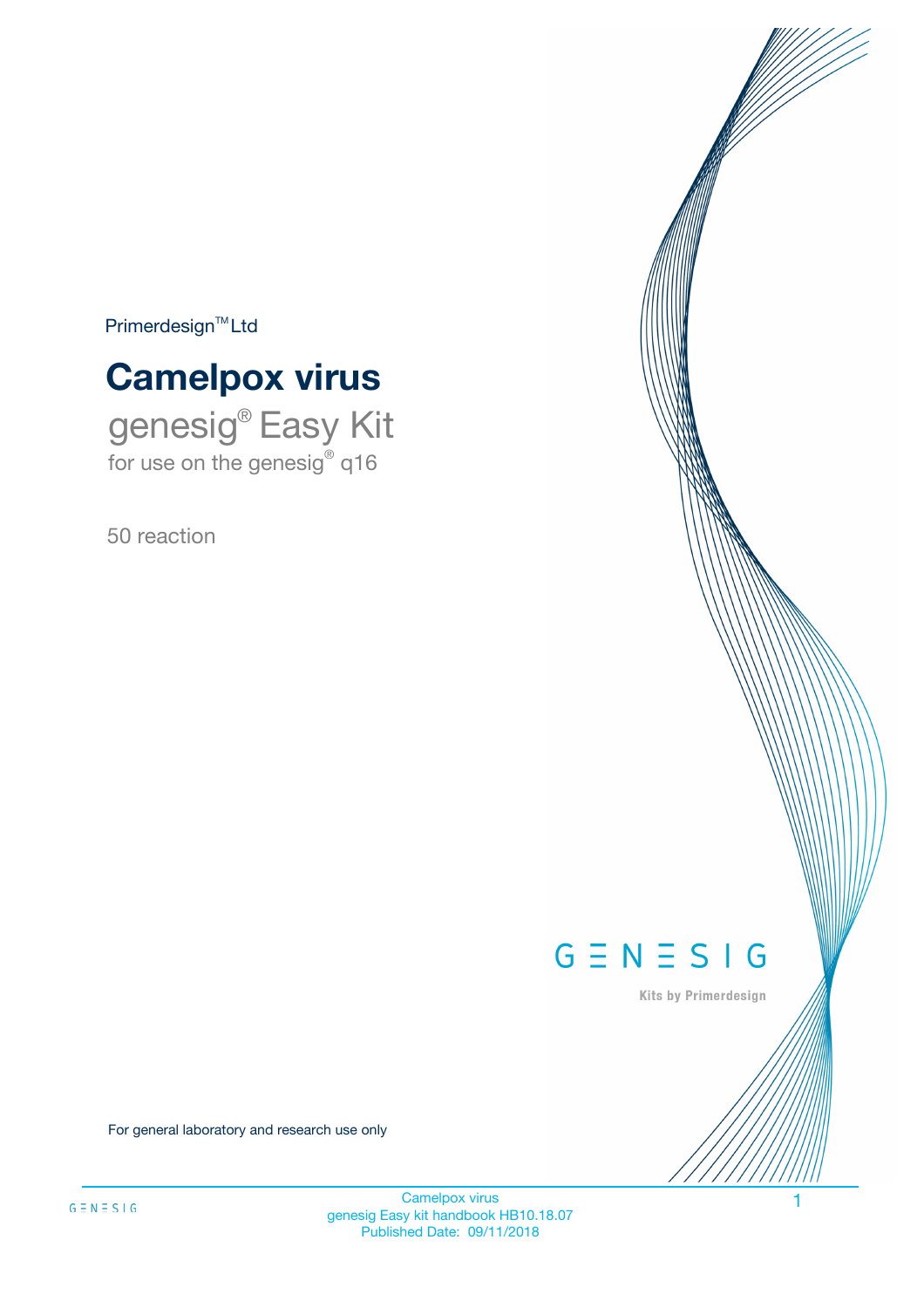Primerdesign™ Ltd

# Camelpox virus

genesig® Easy Kit
for use on the genesig® q16

50 reaction

GENESIG
Kits by Primerdesign

For general laboratory and research use only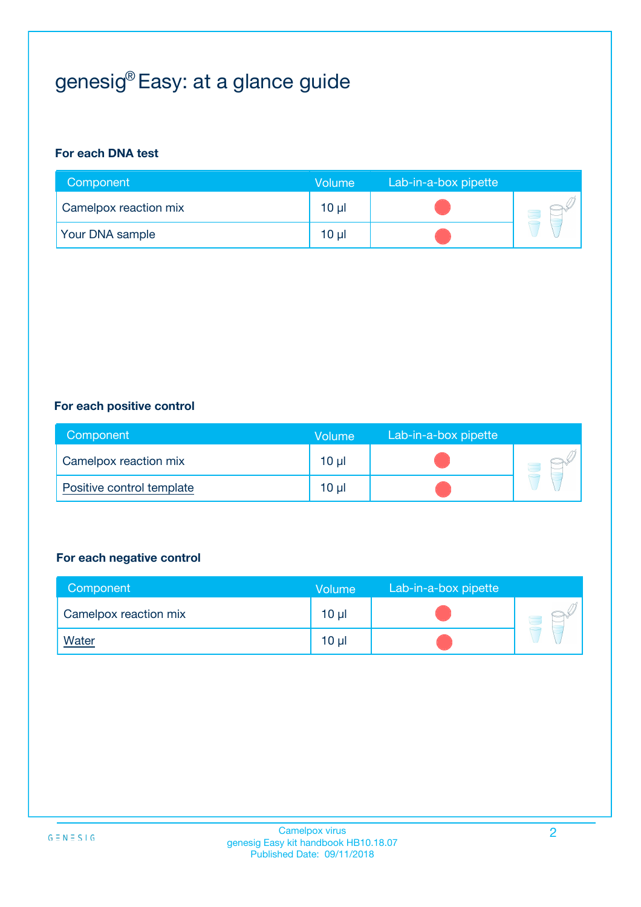# genesig® Easy: at a glance guide

**For each DNA test**

| Component | Volume | Lab-in-a-box pipette |
|---|---|---|
| Camelpox reaction mix | 10 µl | |
| Your DNA sample | 10 µl | |

**For each positive control**

| Component | Volume | Lab-in-a-box pipette |
|---|---|---|
| Camelpox reaction mix | 10 µl | |
| Positive control template | 10 µl | |

**For each negative control**

| Component | Volume | Lab-in-a-box pipette |
|---|---|---|
| Camelpox reaction mix | 10 µl | |
| Water | 10 µl | |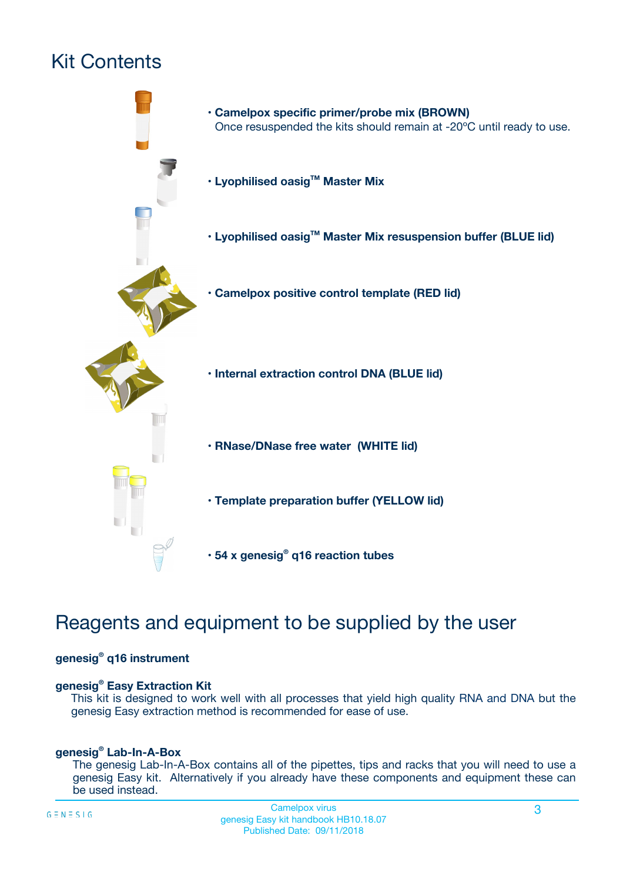# Kit Contents

- **Camelpox specific primer/probe mix (BROWN)**
  Once resuspended the kits should remain at -20ºC until ready to use.
- **Lyophilised oasig™ Master Mix**
- **Lyophilised oasig™ Master Mix resuspension buffer (BLUE lid)**
- **Camelpox positive control template (RED lid)**
- **Internal extraction control DNA (BLUE lid)**
- **RNase/DNase free water (WHITE lid)**
- **Template preparation buffer (YELLOW lid)**
- **54 x genesig® q16 reaction tubes**

# Reagents and equipment to be supplied by the user

**genesig® q16 instrument**

**genesig® Easy Extraction Kit**
This kit is designed to work well with all processes that yield high quality RNA and DNA but the genesig Easy extraction method is recommended for ease of use.

**genesig® Lab-In-A-Box**
The genesig Lab-In-A-Box contains all of the pipettes, tips and racks that you will need to use a genesig Easy kit. Alternatively if you already have these components and equipment these can be used instead.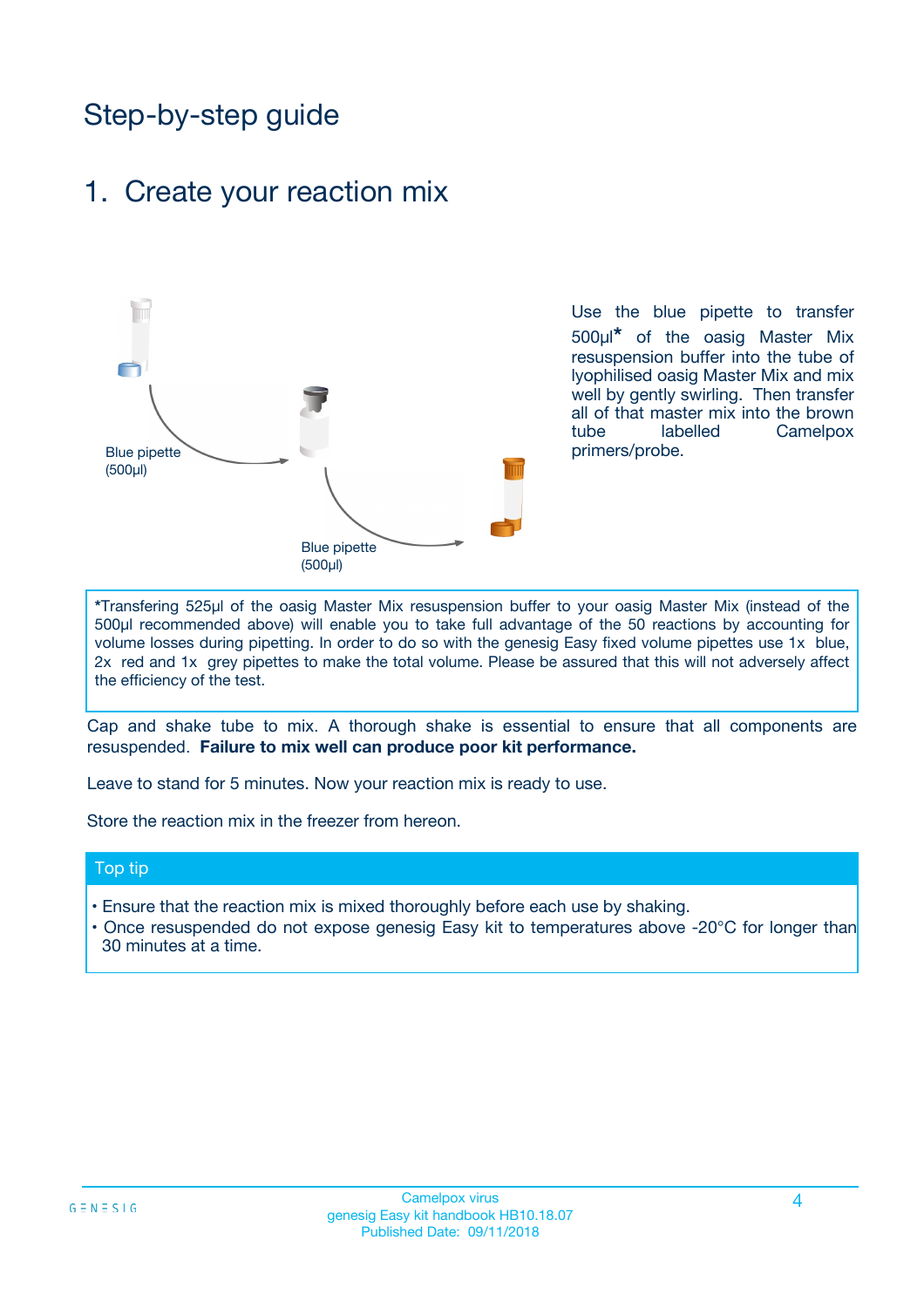# Step-by-step guide

## 1. Create your reaction mix

Blue pipette (500µl)

Blue pipette (500µl)

Use the blue pipette to transfer 500µl* of the oasig Master Mix resuspension buffer into the tube of lyophilised oasig Master Mix and mix well by gently swirling. Then transfer all of that master mix into the brown tube labelled Camelpox primers/probe.

*Transfering 525µl of the oasig Master Mix resuspension buffer to your oasig Master Mix (instead of the 500µl recommended above) will enable you to take full advantage of the 50 reactions by accounting for volume losses during pipetting. In order to do so with the genesig Easy fixed volume pipettes use 1x blue, 2x red and 1x grey pipettes to make the total volume. Please be assured that this will not adversely affect the efficiency of the test.

Cap and shake tube to mix. A thorough shake is essential to ensure that all components are resuspended. **Failure to mix well can produce poor kit performance.**

Leave to stand for 5 minutes. Now your reaction mix is ready to use.

Store the reaction mix in the freezer from hereon.

### Top tip

- Ensure that the reaction mix is mixed thoroughly before each use by shaking.
- Once resuspended do not expose genesig Easy kit to temperatures above -20°C for longer than 30 minutes at a time.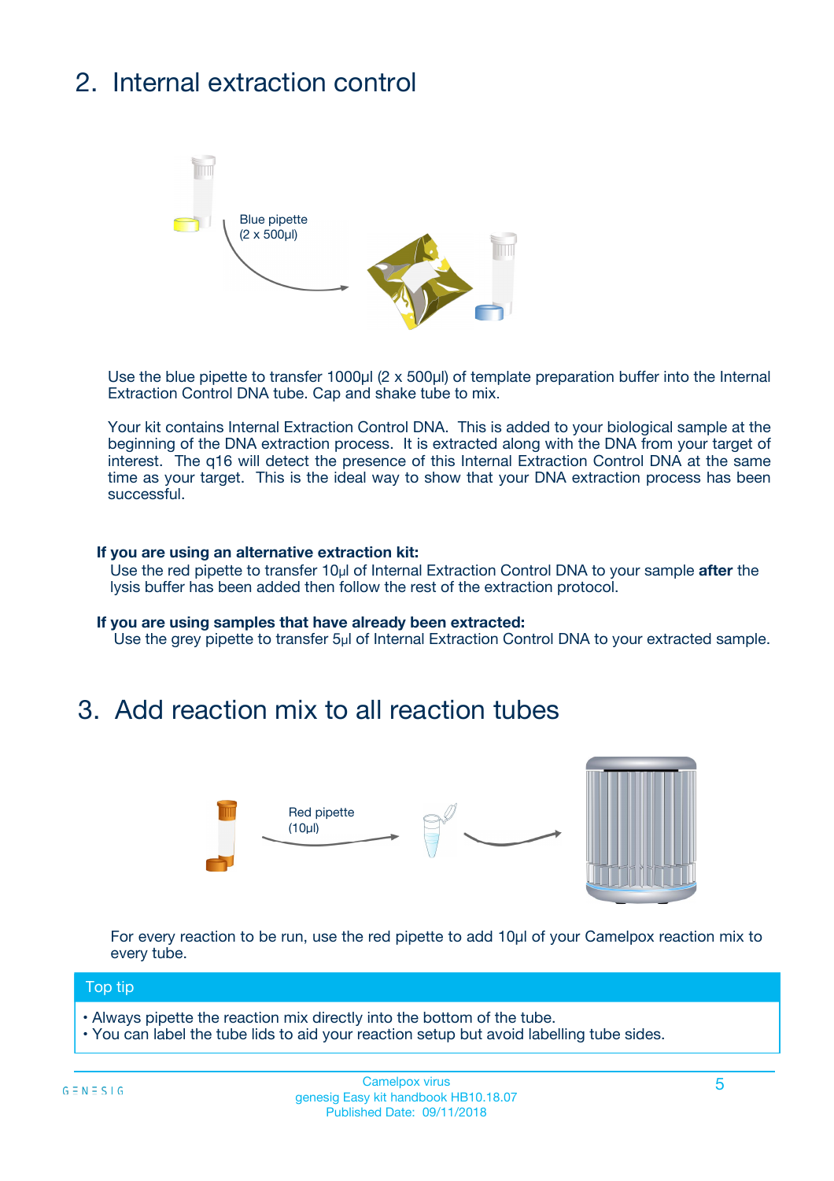## 2. Internal extraction control

Blue pipette
(2 x 500µl)

Use the blue pipette to transfer 1000µl (2 x 500µl) of template preparation buffer into the Internal Extraction Control DNA tube. Cap and shake tube to mix.

Your kit contains Internal Extraction Control DNA. This is added to your biological sample at the beginning of the DNA extraction process. It is extracted along with the DNA from your target of interest. The q16 will detect the presence of this Internal Extraction Control DNA at the same time as your target. This is the ideal way to show that your DNA extraction process has been successful.

**If you are using an alternative extraction kit:**
Use the red pipette to transfer 10µl of Internal Extraction Control DNA to your sample **after** the lysis buffer has been added then follow the rest of the extraction protocol.

**If you are using samples that have already been extracted:**
Use the grey pipette to transfer 5µl of Internal Extraction Control DNA to your extracted sample.

## 3. Add reaction mix to all reaction tubes

Red pipette
(10µl)

For every reaction to be run, use the red pipette to add 10µl of your Camelpox reaction mix to every tube.

**Top tip**

- Always pipette the reaction mix directly into the bottom of the tube.
- You can label the tube lids to aid your reaction setup but avoid labelling tube sides.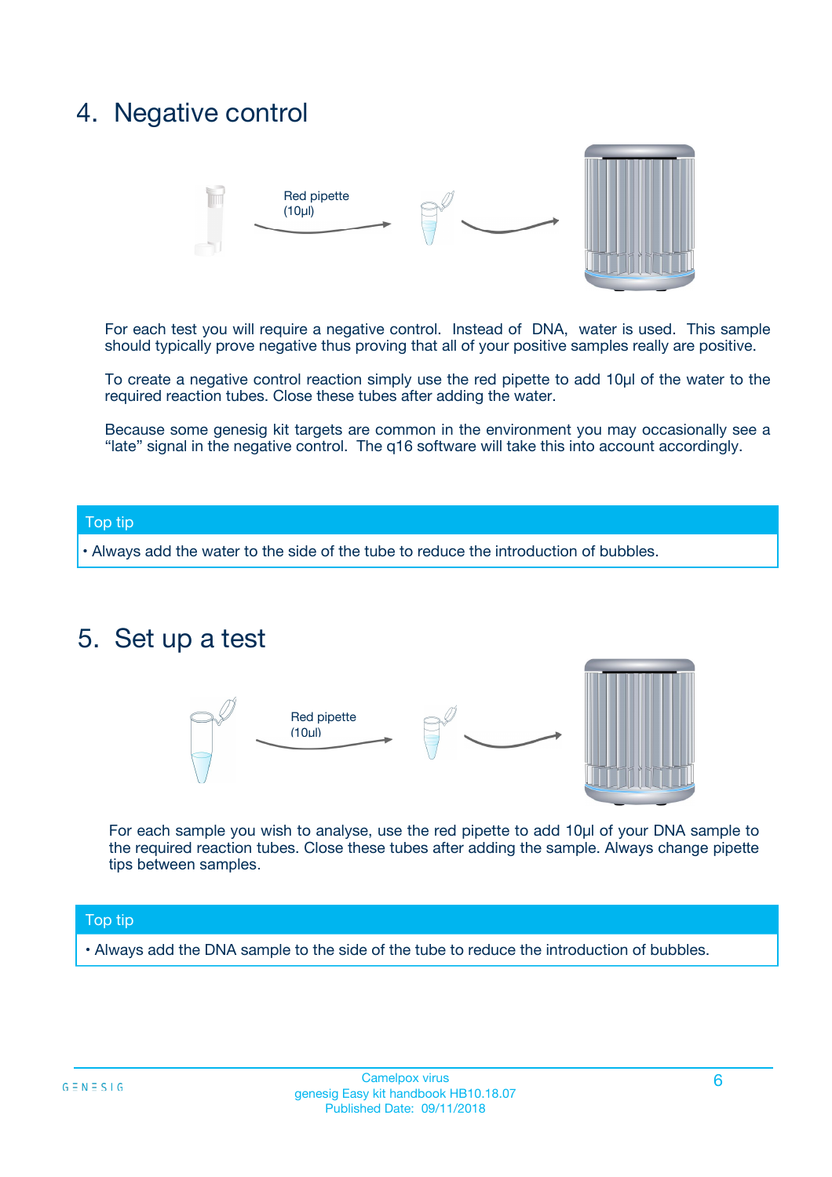## 4. Negative control

Red pipette (10µl)

For each test you will require a negative control. Instead of DNA, water is used. This sample should typically prove negative thus proving that all of your positive samples really are positive.

To create a negative control reaction simply use the red pipette to add 10µl of the water to the required reaction tubes. Close these tubes after adding the water.

Because some genesig kit targets are common in the environment you may occasionally see a "late" signal in the negative control. The q16 software will take this into account accordingly.

**Top tip**

- Always add the water to the side of the tube to reduce the introduction of bubbles.

## 5. Set up a test

Red pipette (10µl)

For each sample you wish to analyse, use the red pipette to add 10µl of your DNA sample to the required reaction tubes. Close these tubes after adding the sample. Always change pipette tips between samples.

**Top tip**

- Always add the DNA sample to the side of the tube to reduce the introduction of bubbles.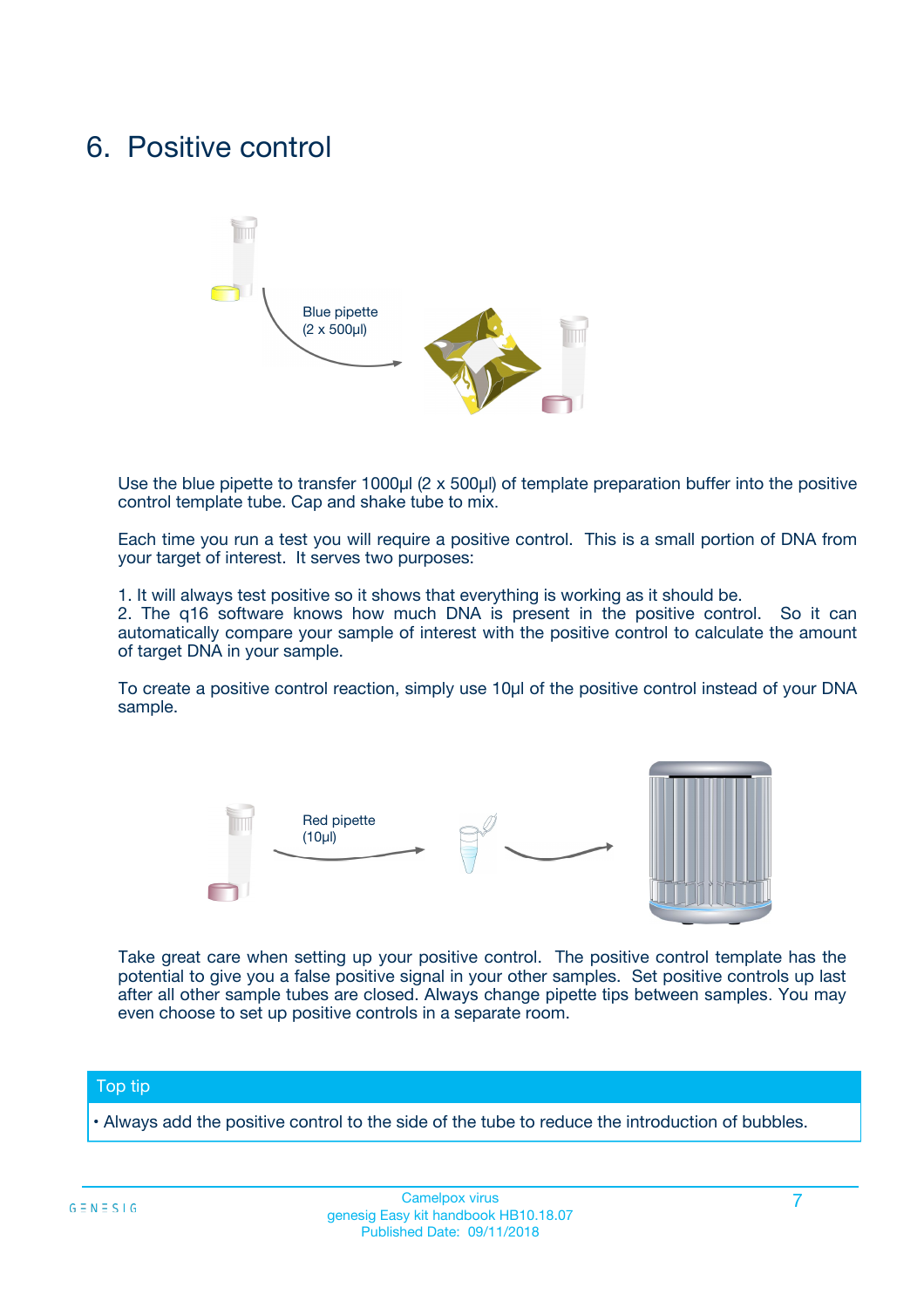# 6. Positive control

Blue pipette
(2 x 500µl)

Use the blue pipette to transfer 1000µl (2 x 500µl) of template preparation buffer into the positive control template tube. Cap and shake tube to mix.

Each time you run a test you will require a positive control. This is a small portion of DNA from your target of interest. It serves two purposes:

1. It will always test positive so it shows that everything is working as it should be.
2. The q16 software knows how much DNA is present in the positive control. So it can automatically compare your sample of interest with the positive control to calculate the amount of target DNA in your sample.

To create a positive control reaction, simply use 10µl of the positive control instead of your DNA sample.

Red pipette
(10µl)

Take great care when setting up your positive control. The positive control template has the potential to give you a false positive signal in your other samples. Set positive controls up last after all other sample tubes are closed. Always change pipette tips between samples. You may even choose to set up positive controls in a separate room.

## Top tip

- Always add the positive control to the side of the tube to reduce the introduction of bubbles.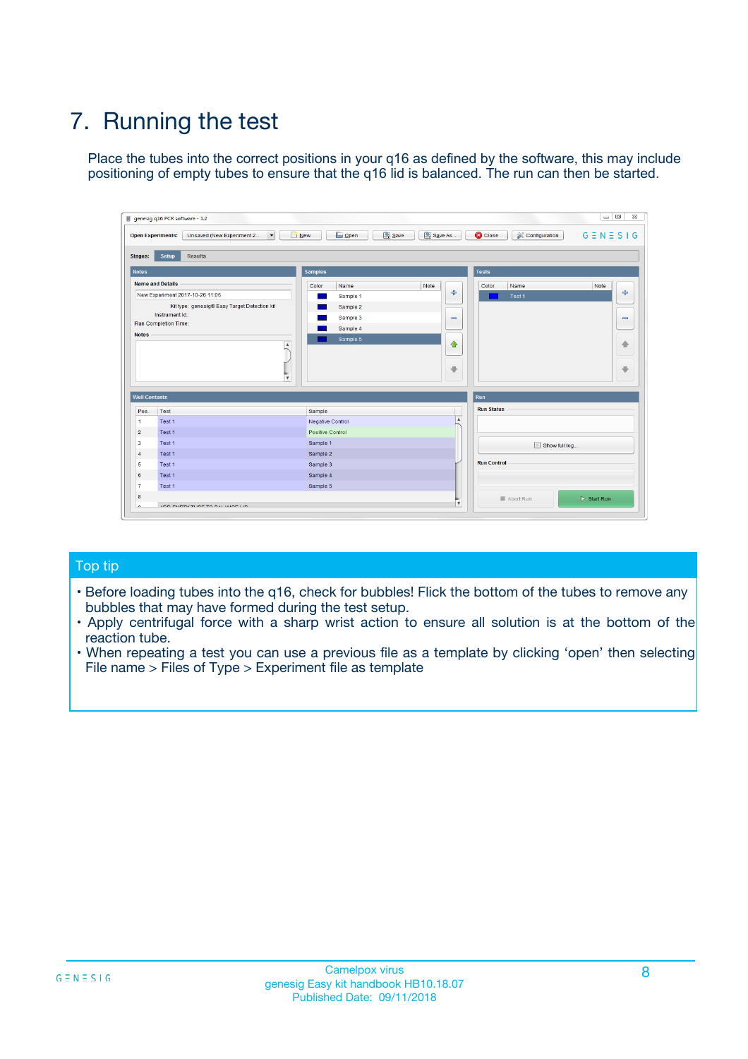# 7. Running the test

Place the tubes into the correct positions in your q16 as defined by the software, this may include positioning of empty tubes to ensure that the q16 lid is balanced. The run can then be started.

## Top tip

- Before loading tubes into the q16, check for bubbles! Flick the bottom of the tubes to remove any bubbles that may have formed during the test setup.
- Apply centrifugal force with a sharp wrist action to ensure all solution is at the bottom of the reaction tube.
- When repeating a test you can use a previous file as a template by clicking 'open' then selecting File name > Files of Type > Experiment file as template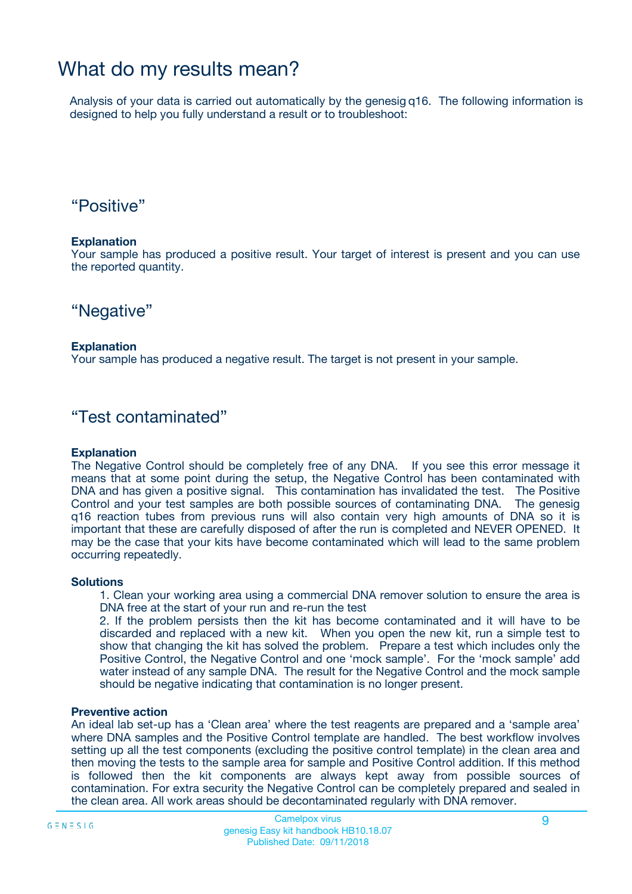# What do my results mean?

Analysis of your data is carried out automatically by the genesig q16. The following information is designed to help you fully understand a result or to troubleshoot:

## "Positive"

**Explanation**
Your sample has produced a positive result. Your target of interest is present and you can use the reported quantity.

## "Negative"

**Explanation**
Your sample has produced a negative result. The target is not present in your sample.

## "Test contaminated"

**Explanation**
The Negative Control should be completely free of any DNA. If you see this error message it means that at some point during the setup, the Negative Control has been contaminated with DNA and has given a positive signal. This contamination has invalidated the test. The Positive Control and your test samples are both possible sources of contaminating DNA. The genesig q16 reaction tubes from previous runs will also contain very high amounts of DNA so it is important that these are carefully disposed of after the run is completed and NEVER OPENED. It may be the case that your kits have become contaminated which will lead to the same problem occurring repeatedly.

**Solutions**

1. Clean your working area using a commercial DNA remover solution to ensure the area is DNA free at the start of your run and re-run the test
2. If the problem persists then the kit has become contaminated and it will have to be discarded and replaced with a new kit. When you open the new kit, run a simple test to show that changing the kit has solved the problem. Prepare a test which includes only the Positive Control, the Negative Control and one 'mock sample'. For the 'mock sample' add water instead of any sample DNA. The result for the Negative Control and the mock sample should be negative indicating that contamination is no longer present.

**Preventive action**
An ideal lab set-up has a 'Clean area' where the test reagents are prepared and a 'sample area' where DNA samples and the Positive Control template are handled. The best workflow involves setting up all the test components (excluding the positive control template) in the clean area and then moving the tests to the sample area for sample and Positive Control addition. If this method is followed then the kit components are always kept away from possible sources of contamination. For extra security the Negative Control can be completely prepared and sealed in the clean area. All work areas should be decontaminated regularly with DNA remover.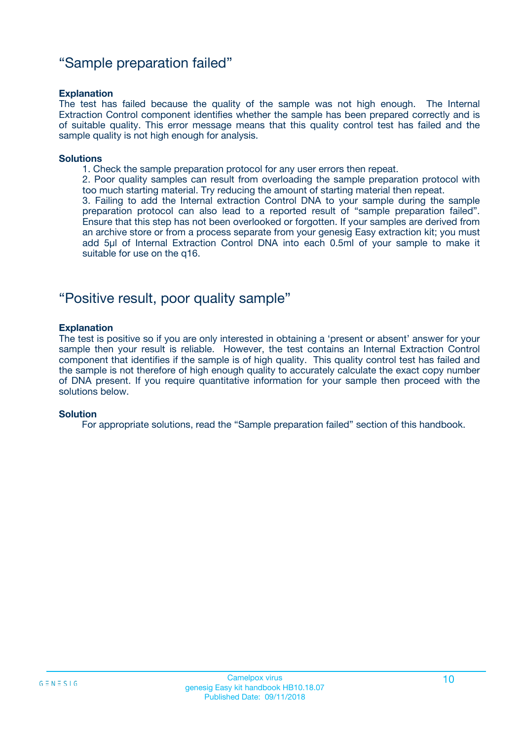## “Sample preparation failed”

**Explanation**

The test has failed because the quality of the sample was not high enough. The Internal Extraction Control component identifies whether the sample has been prepared correctly and is of suitable quality. This error message means that this quality control test has failed and the sample quality is not high enough for analysis.

**Solutions**

1. Check the sample preparation protocol for any user errors then repeat.
2. Poor quality samples can result from overloading the sample preparation protocol with too much starting material. Try reducing the amount of starting material then repeat.
3. Failing to add the Internal extraction Control DNA to your sample during the sample preparation protocol can also lead to a reported result of “sample preparation failed”. Ensure that this step has not been overlooked or forgotten. If your samples are derived from an archive store or from a process separate from your genesig Easy extraction kit; you must add 5µl of Internal Extraction Control DNA into each 0.5ml of your sample to make it suitable for use on the q16.

## “Positive result, poor quality sample”

**Explanation**

The test is positive so if you are only interested in obtaining a ‘present or absent’ answer for your sample then your result is reliable. However, the test contains an Internal Extraction Control component that identifies if the sample is of high quality. This quality control test has failed and the sample is not therefore of high enough quality to accurately calculate the exact copy number of DNA present. If you require quantitative information for your sample then proceed with the solutions below.

**Solution**

For appropriate solutions, read the “Sample preparation failed” section of this handbook.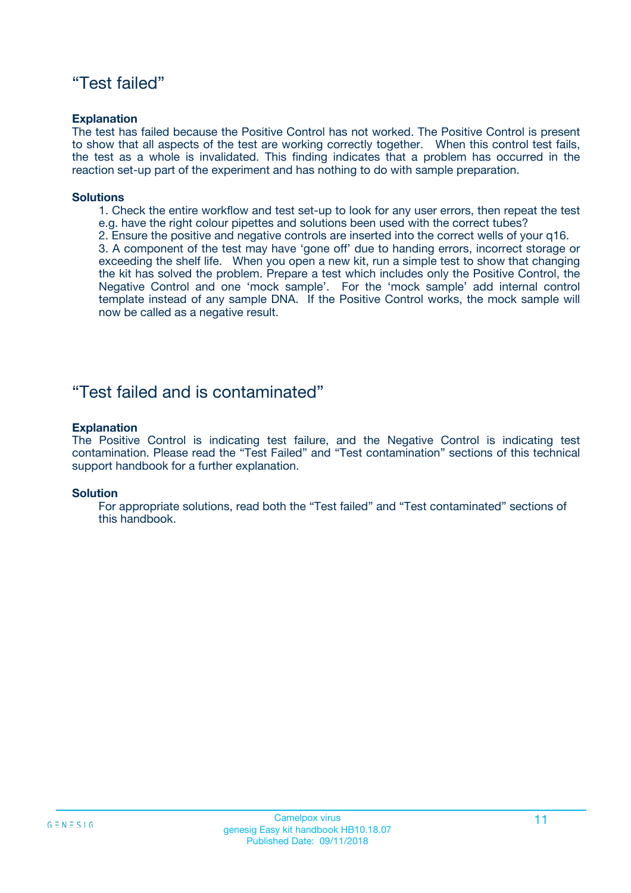## “Test failed”

**Explanation**

The test has failed because the Positive Control has not worked. The Positive Control is present to show that all aspects of the test are working correctly together. When this control test fails, the test as a whole is invalidated. This finding indicates that a problem has occurred in the reaction set-up part of the experiment and has nothing to do with sample preparation.

**Solutions**

1. Check the entire workflow and test set-up to look for any user errors, then repeat the test e.g. have the right colour pipettes and solutions been used with the correct tubes?
2. Ensure the positive and negative controls are inserted into the correct wells of your q16.
3. A component of the test may have ‘gone off’ due to handing errors, incorrect storage or exceeding the shelf life. When you open a new kit, run a simple test to show that changing the kit has solved the problem. Prepare a test which includes only the Positive Control, the Negative Control and one ‘mock sample’. For the ‘mock sample’ add internal control template instead of any sample DNA. If the Positive Control works, the mock sample will now be called as a negative result.

## “Test failed and is contaminated”

**Explanation**

The Positive Control is indicating test failure, and the Negative Control is indicating test contamination. Please read the “Test Failed” and “Test contamination” sections of this technical support handbook for a further explanation.

**Solution**

For appropriate solutions, read both the “Test failed” and “Test contaminated” sections of this handbook.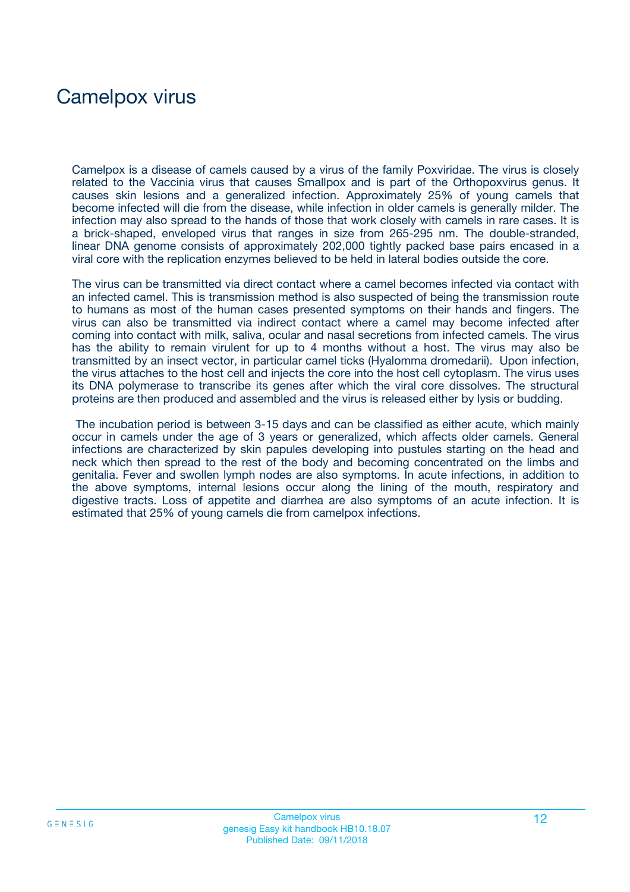# Camelpox virus

Camelpox is a disease of camels caused by a virus of the family Poxviridae. The virus is closely related to the Vaccinia virus that causes Smallpox and is part of the Orthopoxvirus genus. It causes skin lesions and a generalized infection. Approximately 25% of young camels that become infected will die from the disease, while infection in older camels is generally milder. The infection may also spread to the hands of those that work closely with camels in rare cases. It is a brick-shaped, enveloped virus that ranges in size from 265-295 nm. The double-stranded, linear DNA genome consists of approximately 202,000 tightly packed base pairs encased in a viral core with the replication enzymes believed to be held in lateral bodies outside the core.

The virus can be transmitted via direct contact where a camel becomes infected via contact with an infected camel. This is transmission method is also suspected of being the transmission route to humans as most of the human cases presented symptoms on their hands and fingers. The virus can also be transmitted via indirect contact where a camel may become infected after coming into contact with milk, saliva, ocular and nasal secretions from infected camels. The virus has the ability to remain virulent for up to 4 months without a host. The virus may also be transmitted by an insect vector, in particular camel ticks (Hyalomma dromedarii). Upon infection, the virus attaches to the host cell and injects the core into the host cell cytoplasm. The virus uses its DNA polymerase to transcribe its genes after which the viral core dissolves. The structural proteins are then produced and assembled and the virus is released either by lysis or budding.

The incubation period is between 3-15 days and can be classified as either acute, which mainly occur in camels under the age of 3 years or generalized, which affects older camels. General infections are characterized by skin papules developing into pustules starting on the head and neck which then spread to the rest of the body and becoming concentrated on the limbs and genitalia. Fever and swollen lymph nodes are also symptoms. In acute infections, in addition to the above symptoms, internal lesions occur along the lining of the mouth, respiratory and digestive tracts. Loss of appetite and diarrhea are also symptoms of an acute infection. It is estimated that 25% of young camels die from camelpox infections.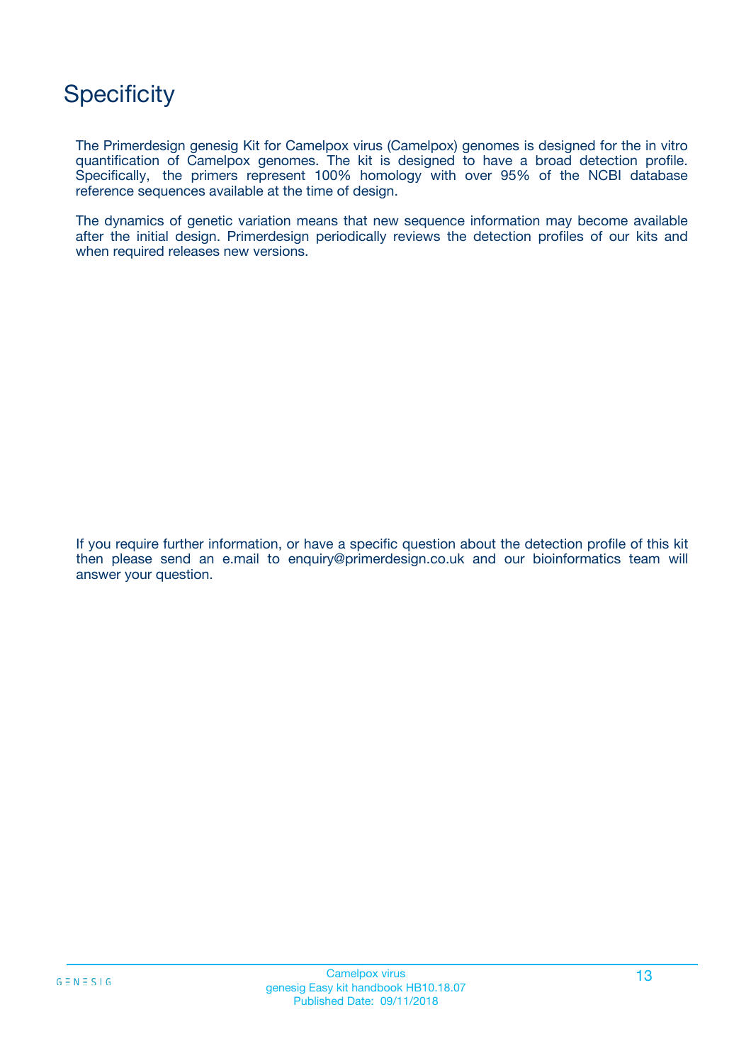# Specificity

The Primerdesign genesig Kit for Camelpox virus (Camelpox) genomes is designed for the in vitro quantification of Camelpox genomes. The kit is designed to have a broad detection profile. Specifically, the primers represent 100% homology with over 95% of the NCBI database reference sequences available at the time of design.

The dynamics of genetic variation means that new sequence information may become available after the initial design. Primerdesign periodically reviews the detection profiles of our kits and when required releases new versions.

If you require further information, or have a specific question about the detection profile of this kit then please send an e.mail to enquiry@primerdesign.co.uk and our bioinformatics team will answer your question.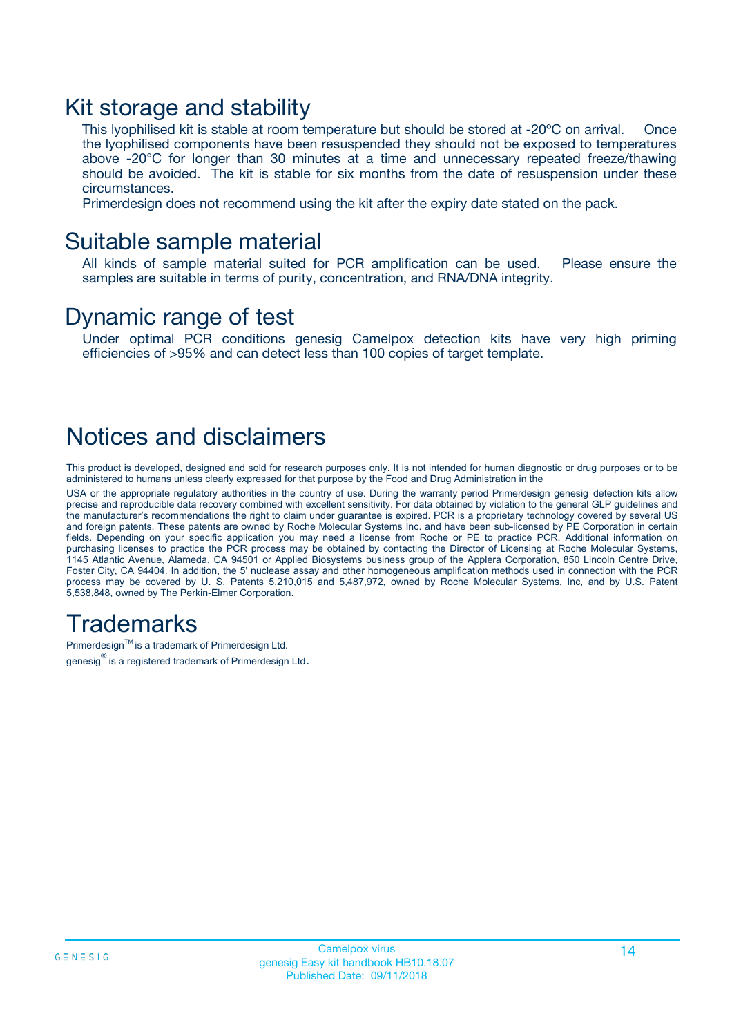## Kit storage and stability

This lyophilised kit is stable at room temperature but should be stored at -20ºC on arrival. Once the lyophilised components have been resuspended they should not be exposed to temperatures above -20°C for longer than 30 minutes at a time and unnecessary repeated freeze/thawing should be avoided. The kit is stable for six months from the date of resuspension under these circumstances.

Primerdesign does not recommend using the kit after the expiry date stated on the pack.

## Suitable sample material

All kinds of sample material suited for PCR amplification can be used. Please ensure the samples are suitable in terms of purity, concentration, and RNA/DNA integrity.

## Dynamic range of test

Under optimal PCR conditions genesig Camelpox detection kits have very high priming efficiencies of >95% and can detect less than 100 copies of target template.

# Notices and disclaimers

This product is developed, designed and sold for research purposes only. It is not intended for human diagnostic or drug purposes or to be administered to humans unless clearly expressed for that purpose by the Food and Drug Administration in the

USA or the appropriate regulatory authorities in the country of use. During the warranty period Primerdesign genesig detection kits allow precise and reproducible data recovery combined with excellent sensitivity. For data obtained by violation to the general GLP guidelines and the manufacturer's recommendations the right to claim under guarantee is expired. PCR is a proprietary technology covered by several US and foreign patents. These patents are owned by Roche Molecular Systems Inc. and have been sub-licensed by PE Corporation in certain fields. Depending on your specific application you may need a license from Roche or PE to practice PCR. Additional information on purchasing licenses to practice the PCR process may be obtained by contacting the Director of Licensing at Roche Molecular Systems, 1145 Atlantic Avenue, Alameda, CA 94501 or Applied Biosystems business group of the Applera Corporation, 850 Lincoln Centre Drive, Foster City, CA 94404. In addition, the 5' nuclease assay and other homogeneous amplification methods used in connection with the PCR process may be covered by U. S. Patents 5,210,015 and 5,487,972, owned by Roche Molecular Systems, Inc, and by U.S. Patent 5,538,848, owned by The Perkin-Elmer Corporation.

# Trademarks

Primerdesign™ is a trademark of Primerdesign Ltd.

genesig® is a registered trademark of Primerdesign Ltd.